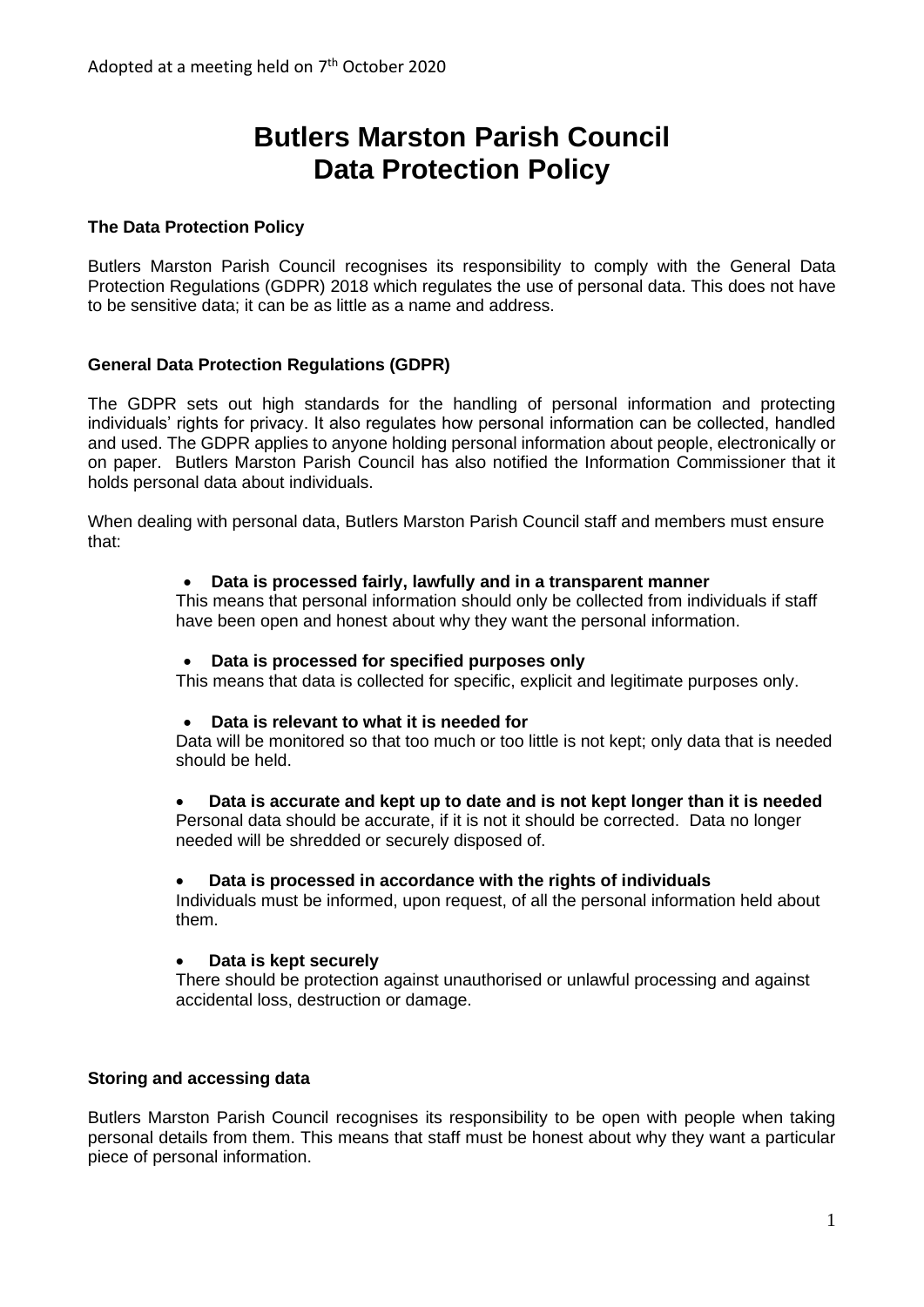Adopted at a meeting held on 7th October 2020

# Butlers Marston Parish Council
# Data Protection Policy

### The Data Protection Policy

Butlers Marston Parish Council recognises its responsibility to comply with the General Data Protection Regulations (GDPR) 2018 which regulates the use of personal data. This does not have to be sensitive data; it can be as little as a name and address.

### General Data Protection Regulations (GDPR)

The GDPR sets out high standards for the handling of personal information and protecting individuals' rights for privacy. It also regulates how personal information can be collected, handled and used. The GDPR applies to anyone holding personal information about people, electronically or on paper. Butlers Marston Parish Council has also notified the Information Commissioner that it holds personal data about individuals.

When dealing with personal data, Butlers Marston Parish Council staff and members must ensure that:

- **Data is processed fairly, lawfully and in a transparent manner**
  This means that personal information should only be collected from individuals if staff have been open and honest about why they want the personal information.

- **Data is processed for specified purposes only**
  This means that data is collected for specific, explicit and legitimate purposes only.

- **Data is relevant to what it is needed for**
  Data will be monitored so that too much or too little is not kept; only data that is needed should be held.

- **Data is accurate and kept up to date and is not kept longer than it is needed**
  Personal data should be accurate, if it is not it should be corrected. Data no longer needed will be shredded or securely disposed of.

- **Data is processed in accordance with the rights of individuals**
  Individuals must be informed, upon request, of all the personal information held about them.

- **Data is kept securely**
  There should be protection against unauthorised or unlawful processing and against accidental loss, destruction or damage.

### Storing and accessing data

Butlers Marston Parish Council recognises its responsibility to be open with people when taking personal details from them. This means that staff must be honest about why they want a particular piece of personal information.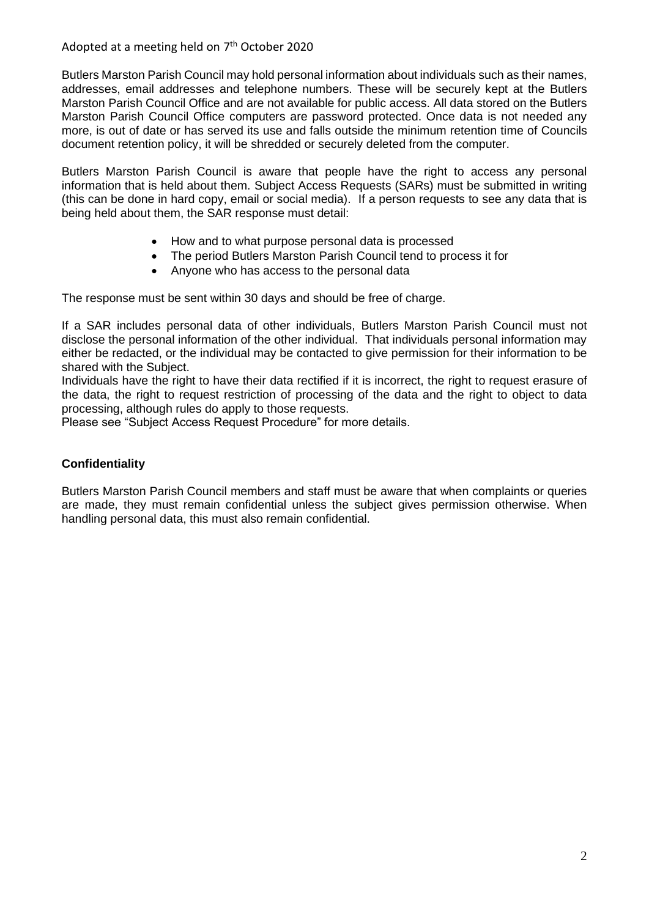Adopted at a meeting held on 7th October 2020

Butlers Marston Parish Council may hold personal information about individuals such as their names, addresses, email addresses and telephone numbers. These will be securely kept at the Butlers Marston Parish Council Office and are not available for public access. All data stored on the Butlers Marston Parish Council Office computers are password protected. Once data is not needed any more, is out of date or has served its use and falls outside the minimum retention time of Councils document retention policy, it will be shredded or securely deleted from the computer.

Butlers Marston Parish Council is aware that people have the right to access any personal information that is held about them. Subject Access Requests (SARs) must be submitted in writing (this can be done in hard copy, email or social media). If a person requests to see any data that is being held about them, the SAR response must detail:

- How and to what purpose personal data is processed
- The period Butlers Marston Parish Council tend to process it for
- Anyone who has access to the personal data

The response must be sent within 30 days and should be free of charge.

If a SAR includes personal data of other individuals, Butlers Marston Parish Council must not disclose the personal information of the other individual. That individuals personal information may either be redacted, or the individual may be contacted to give permission for their information to be shared with the Subject.

Individuals have the right to have their data rectified if it is incorrect, the right to request erasure of the data, the right to request restriction of processing of the data and the right to object to data processing, although rules do apply to those requests.

Please see "Subject Access Request Procedure" for more details.

**Confidentiality**

Butlers Marston Parish Council members and staff must be aware that when complaints or queries are made, they must remain confidential unless the subject gives permission otherwise. When handling personal data, this must also remain confidential.